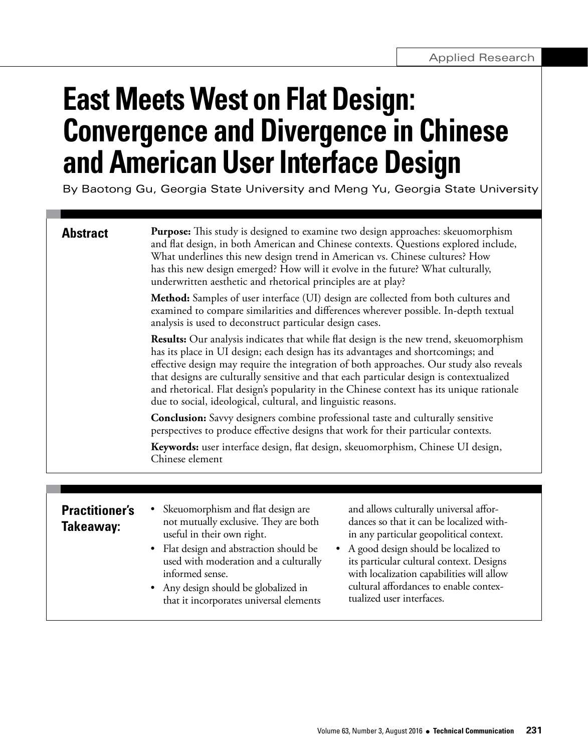Applied Research

# East Meets West on Flat Design: Convergence and Divergence in Chinese and American User Interface Design

By Baotong Gu, Georgia State University and Meng Yu, Georgia State University

## Abstract

**Purpose:** This study is designed to examine two design approaches: skeuomorphism and flat design, in both American and Chinese contexts. Questions explored include, What underlines this new design trend in American vs. Chinese cultures? How has this new design emerged? How will it evolve in the future? What culturally, underwritten aesthetic and rhetorical principles are at play?

**Method:** Samples of user interface (UI) design are collected from both cultures and examined to compare similarities and differences wherever possible. In-depth textual analysis is used to deconstruct particular design cases.

**Results:** Our analysis indicates that while flat design is the new trend, skeuomorphism has its place in UI design; each design has its advantages and shortcomings; and effective design may require the integration of both approaches. Our study also reveals that designs are culturally sensitive and that each particular design is contextualized and rhetorical. Flat design's popularity in the Chinese context has its unique rationale due to social, ideological, cultural, and linguistic reasons.

**Conclusion:** Savvy designers combine professional taste and culturally sensitive perspectives to produce effective designs that work for their particular contexts.

**Keywords:** user interface design, flat design, skeuomorphism, Chinese UI design, Chinese element

## Practitioner's Takeaway:

- Skeuomorphism and flat design are not mutually exclusive. They are both useful in their own right.
- Flat design and abstraction should be used with moderation and a culturally informed sense.
- Any design should be globalized in that it incorporates universal elements and allows culturally universal affordances so that it can be localized within any particular geopolitical context.
- A good design should be localized to its particular cultural context. Designs with localization capabilities will allow cultural affordances to enable contextualized user interfaces.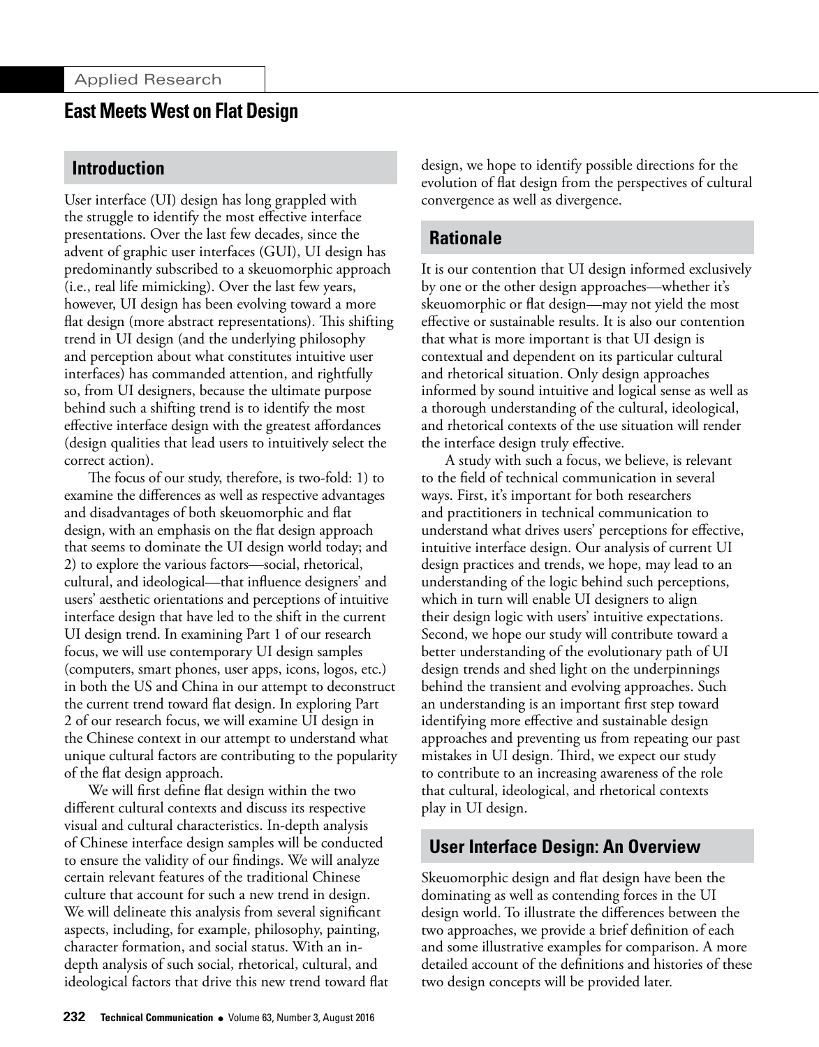Applied Research

# East Meets West on Flat Design

## Introduction

User interface (UI) design has long grappled with the struggle to identify the most effective interface presentations. Over the last few decades, since the advent of graphic user interfaces (GUI), UI design has predominantly subscribed to a skeuomorphic approach (i.e., real life mimicking). Over the last few years, however, UI design has been evolving toward a more flat design (more abstract representations). This shifting trend in UI design (and the underlying philosophy and perception about what constitutes intuitive user interfaces) has commanded attention, and rightfully so, from UI designers, because the ultimate purpose behind such a shifting trend is to identify the most effective interface design with the greatest affordances (design qualities that lead users to intuitively select the correct action).

The focus of our study, therefore, is two-fold: 1) to examine the differences as well as respective advantages and disadvantages of both skeuomorphic and flat design, with an emphasis on the flat design approach that seems to dominate the UI design world today; and 2) to explore the various factors—social, rhetorical, cultural, and ideological—that influence designers' and users' aesthetic orientations and perceptions of intuitive interface design that have led to the shift in the current UI design trend. In examining Part 1 of our research focus, we will use contemporary UI design samples (computers, smart phones, user apps, icons, logos, etc.) in both the US and China in our attempt to deconstruct the current trend toward flat design. In exploring Part 2 of our research focus, we will examine UI design in the Chinese context in our attempt to understand what unique cultural factors are contributing to the popularity of the flat design approach.

We will first define flat design within the two different cultural contexts and discuss its respective visual and cultural characteristics. In-depth analysis of Chinese interface design samples will be conducted to ensure the validity of our findings. We will analyze certain relevant features of the traditional Chinese culture that account for such a new trend in design. We will delineate this analysis from several significant aspects, including, for example, philosophy, painting, character formation, and social status. With an in-depth analysis of such social, rhetorical, cultural, and ideological factors that drive this new trend toward flat design, we hope to identify possible directions for the evolution of flat design from the perspectives of cultural convergence as well as divergence.

## Rationale

It is our contention that UI design informed exclusively by one or the other design approaches—whether it's skeuomorphic or flat design—may not yield the most effective or sustainable results. It is also our contention that what is more important is that UI design is contextual and dependent on its particular cultural and rhetorical situation. Only design approaches informed by sound intuitive and logical sense as well as a thorough understanding of the cultural, ideological, and rhetorical contexts of the use situation will render the interface design truly effective.

A study with such a focus, we believe, is relevant to the field of technical communication in several ways. First, it's important for both researchers and practitioners in technical communication to understand what drives users' perceptions for effective, intuitive interface design. Our analysis of current UI design practices and trends, we hope, may lead to an understanding of the logic behind such perceptions, which in turn will enable UI designers to align their design logic with users' intuitive expectations. Second, we hope our study will contribute toward a better understanding of the evolutionary path of UI design trends and shed light on the underpinnings behind the transient and evolving approaches. Such an understanding is an important first step toward identifying more effective and sustainable design approaches and preventing us from repeating our past mistakes in UI design. Third, we expect our study to contribute to an increasing awareness of the role that cultural, ideological, and rhetorical contexts play in UI design.

## User Interface Design: An Overview

Skeuomorphic design and flat design have been the dominating as well as contending forces in the UI design world. To illustrate the differences between the two approaches, we provide a brief definition of each and some illustrative examples for comparison. A more detailed account of the definitions and histories of these two design concepts will be provided later.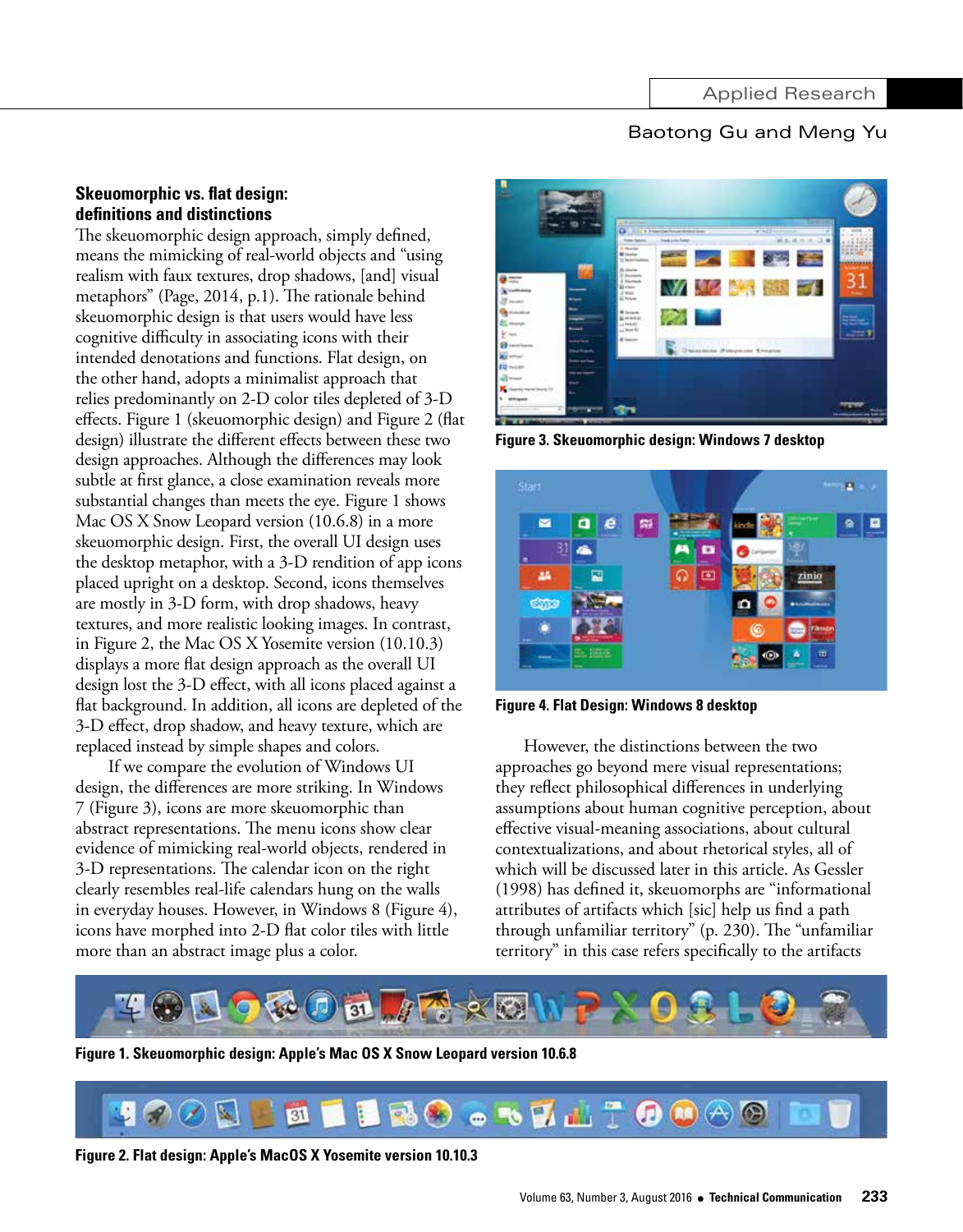### Skeuomorphic vs. flat design: definitions and distinctions

The skeuomorphic design approach, simply defined, means the mimicking of real-world objects and "using realism with faux textures, drop shadows, [and] visual metaphors" (Page, 2014, p.1). The rationale behind skeuomorphic design is that users would have less cognitive difficulty in associating icons with their intended denotations and functions. Flat design, on the other hand, adopts a minimalist approach that relies predominantly on 2-D color tiles depleted of 3-D effects. Figure 1 (skeuomorphic design) and Figure 2 (flat design) illustrate the different effects between these two design approaches. Although the differences may look subtle at first glance, a close examination reveals more substantial changes than meets the eye. Figure 1 shows Mac OS X Snow Leopard version (10.6.8) in a more skeuomorphic design. First, the overall UI design uses the desktop metaphor, with a 3-D rendition of app icons placed upright on a desktop. Second, icons themselves are mostly in 3-D form, with drop shadows, heavy textures, and more realistic looking images. In contrast, in Figure 2, the Mac OS X Yosemite version (10.10.3) displays a more flat design approach as the overall UI design lost the 3-D effect, with all icons placed against a flat background. In addition, all icons are depleted of the 3-D effect, drop shadow, and heavy texture, which are replaced instead by simple shapes and colors.

If we compare the evolution of Windows UI design, the differences are more striking. In Windows 7 (Figure 3), icons are more skeuomorphic than abstract representations. The menu icons show clear evidence of mimicking real-world objects, rendered in 3-D representations. The calendar icon on the right clearly resembles real-life calendars hung on the walls in everyday houses. However, in Windows 8 (Figure 4), icons have morphed into 2-D flat color tiles with little more than an abstract image plus a color.

**Figure 3. Skeuomorphic design: Windows 7 desktop**

**Figure 4. Flat Design: Windows 8 desktop**

However, the distinctions between the two approaches go beyond mere visual representations; they reflect philosophical differences in underlying assumptions about human cognitive perception, about effective visual-meaning associations, about cultural contextualizations, and about rhetorical styles, all of which will be discussed later in this article. As Gessler (1998) has defined it, skeuomorphs are "informational attributes of artifacts which [sic] help us find a path through unfamiliar territory" (p. 230). The "unfamiliar territory" in this case refers specifically to the artifacts

**Figure 1. Skeuomorphic design: Apple's Mac OS X Snow Leopard version 10.6.8**

**Figure 2. Flat design: Apple's MacOS X Yosemite version 10.10.3**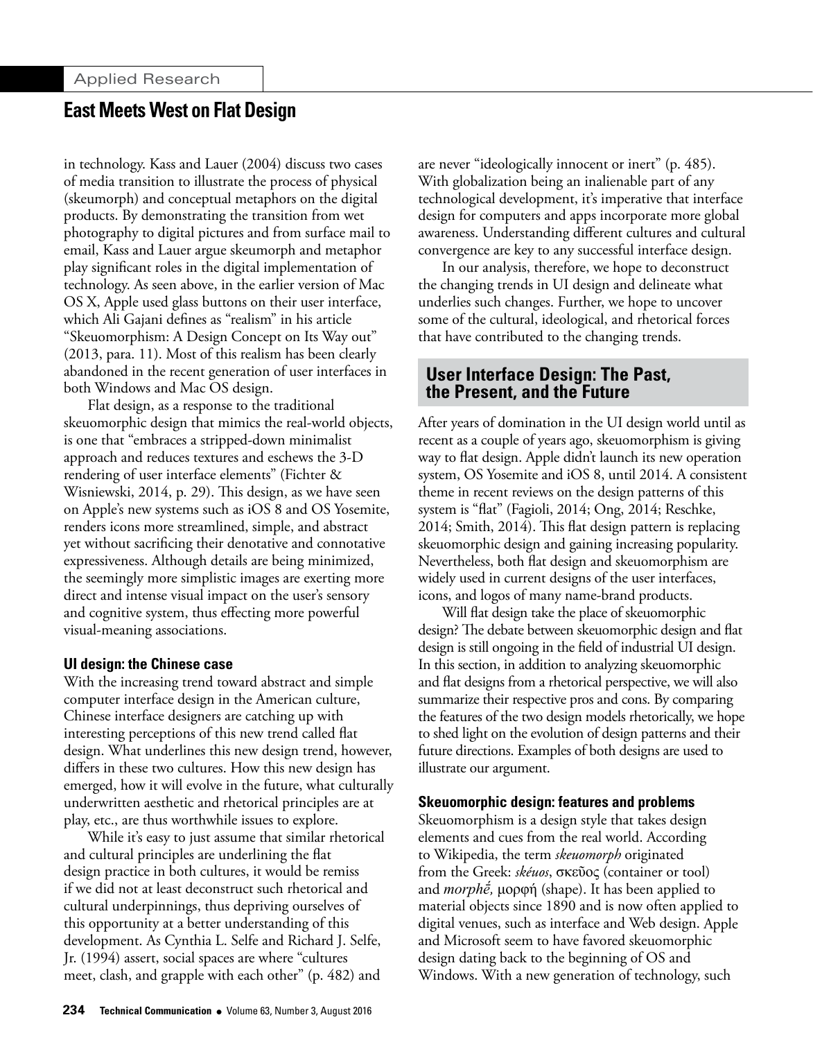in technology. Kass and Lauer (2004) discuss two cases of media transition to illustrate the process of physical (skeumorph) and conceptual metaphors on the digital products. By demonstrating the transition from wet photography to digital pictures and from surface mail to email, Kass and Lauer argue skeumorph and metaphor play significant roles in the digital implementation of technology. As seen above, in the earlier version of Mac OS X, Apple used glass buttons on their user interface, which Ali Gajani defines as "realism" in his article "Skeuomorphism: A Design Concept on Its Way out" (2013, para. 11). Most of this realism has been clearly abandoned in the recent generation of user interfaces in both Windows and Mac OS design.

Flat design, as a response to the traditional skeuomorphic design that mimics the real-world objects, is one that "embraces a stripped-down minimalist approach and reduces textures and eschews the 3-D rendering of user interface elements" (Fichter & Wisniewski, 2014, p. 29). This design, as we have seen on Apple's new systems such as iOS 8 and OS Yosemite, renders icons more streamlined, simple, and abstract yet without sacrificing their denotative and connotative expressiveness. Although details are being minimized, the seemingly more simplistic images are exerting more direct and intense visual impact on the user's sensory and cognitive system, thus effecting more powerful visual-meaning associations.

### UI design: the Chinese case

With the increasing trend toward abstract and simple computer interface design in the American culture, Chinese interface designers are catching up with interesting perceptions of this new trend called flat design. What underlines this new design trend, however, differs in these two cultures. How this new design has emerged, how it will evolve in the future, what culturally underwritten aesthetic and rhetorical principles are at play, etc., are thus worthwhile issues to explore.

While it's easy to just assume that similar rhetorical and cultural principles are underlining the flat design practice in both cultures, it would be remiss if we did not at least deconstruct such rhetorical and cultural underpinnings, thus depriving ourselves of this opportunity at a better understanding of this development. As Cynthia L. Selfe and Richard J. Selfe, Jr. (1994) assert, social spaces are where "cultures meet, clash, and grapple with each other" (p. 482) and are never "ideologically innocent or inert" (p. 485). With globalization being an inalienable part of any technological development, it's imperative that interface design for computers and apps incorporate more global awareness. Understanding different cultures and cultural convergence are key to any successful interface design.

In our analysis, therefore, we hope to deconstruct the changing trends in UI design and delineate what underlies such changes. Further, we hope to uncover some of the cultural, ideological, and rhetorical forces that have contributed to the changing trends.

## User Interface Design: The Past, the Present, and the Future

After years of domination in the UI design world until as recent as a couple of years ago, skeuomorphism is giving way to flat design. Apple didn't launch its new operation system, OS Yosemite and iOS 8, until 2014. A consistent theme in recent reviews on the design patterns of this system is "flat" (Fagioli, 2014; Ong, 2014; Reschke, 2014; Smith, 2014). This flat design pattern is replacing skeuomorphic design and gaining increasing popularity. Nevertheless, both flat design and skeuomorphism are widely used in current designs of the user interfaces, icons, and logos of many name-brand products.

Will flat design take the place of skeuomorphic design? The debate between skeuomorphic design and flat design is still ongoing in the field of industrial UI design. In this section, in addition to analyzing skeuomorphic and flat designs from a rhetorical perspective, we will also summarize their respective pros and cons. By comparing the features of the two design models rhetorically, we hope to shed light on the evolution of design patterns and their future directions. Examples of both designs are used to illustrate our argument.

### Skeuomorphic design: features and problems

Skeuomorphism is a design style that takes design elements and cues from the real world. According to Wikipedia, the term *skeuomorph* originated from the Greek: *skéuos*, σκεῦος (container or tool) and *morphḗ*, μορφή (shape). It has been applied to material objects since 1890 and is now often applied to digital venues, such as interface and Web design. Apple and Microsoft seem to have favored skeuomorphic design dating back to the beginning of OS and Windows. With a new generation of technology, such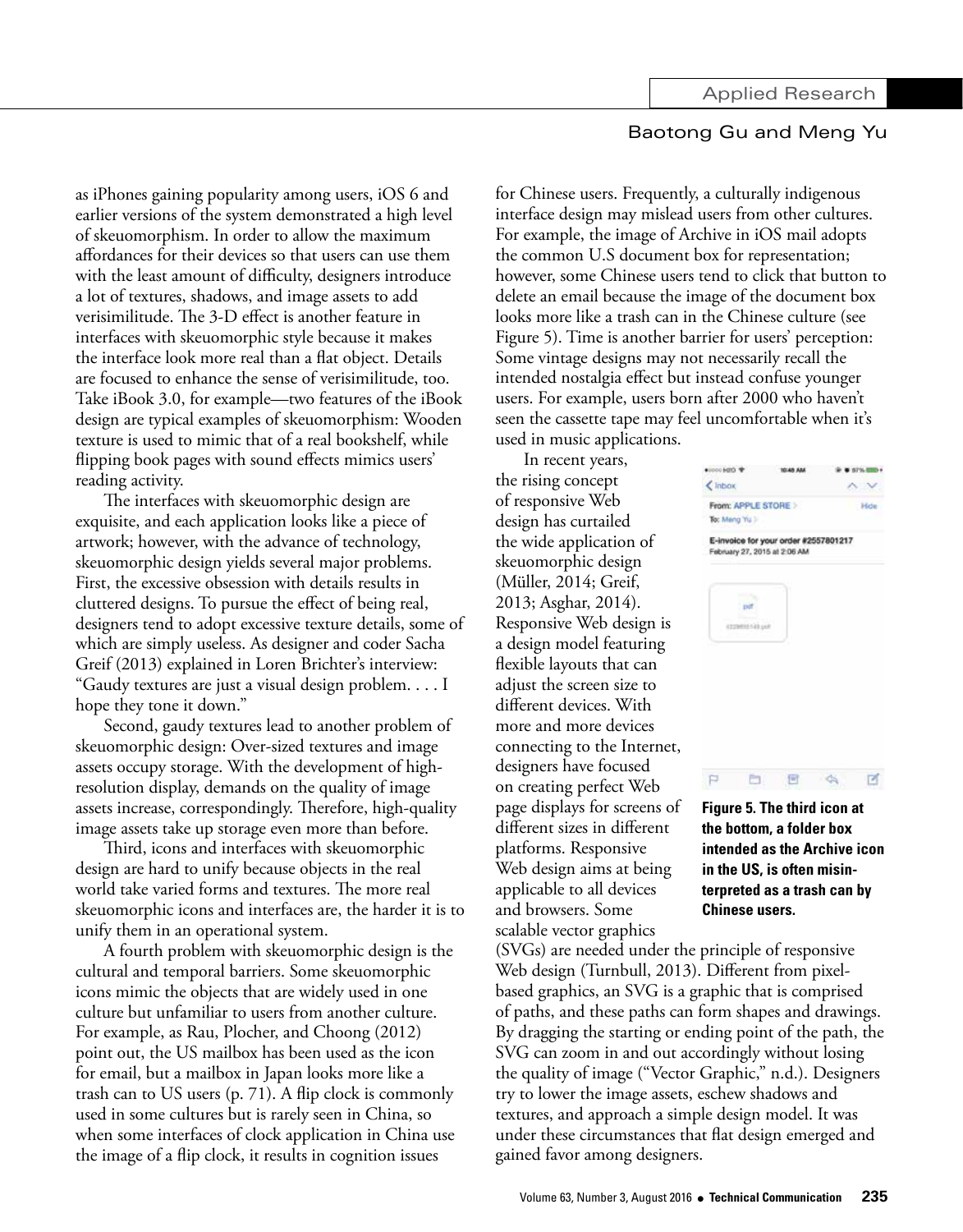as iPhones gaining popularity among users, iOS 6 and earlier versions of the system demonstrated a high level of skeuomorphism. In order to allow the maximum affordances for their devices so that users can use them with the least amount of difficulty, designers introduce a lot of textures, shadows, and image assets to add verisimilitude. The 3-D effect is another feature in interfaces with skeuomorphic style because it makes the interface look more real than a flat object. Details are focused to enhance the sense of verisimilitude, too. Take iBook 3.0, for example—two features of the iBook design are typical examples of skeuomorphism: Wooden texture is used to mimic that of a real bookshelf, while flipping book pages with sound effects mimics users' reading activity.

The interfaces with skeuomorphic design are exquisite, and each application looks like a piece of artwork; however, with the advance of technology, skeuomorphic design yields several major problems. First, the excessive obsession with details results in cluttered designs. To pursue the effect of being real, designers tend to adopt excessive texture details, some of which are simply useless. As designer and coder Sacha Greif (2013) explained in Loren Brichter's interview: "Gaudy textures are just a visual design problem. . . . I hope they tone it down."

Second, gaudy textures lead to another problem of skeuomorphic design: Over-sized textures and image assets occupy storage. With the development of high-resolution display, demands on the quality of image assets increase, correspondingly. Therefore, high-quality image assets take up storage even more than before.

Third, icons and interfaces with skeuomorphic design are hard to unify because objects in the real world take varied forms and textures. The more real skeuomorphic icons and interfaces are, the harder it is to unify them in an operational system.

A fourth problem with skeuomorphic design is the cultural and temporal barriers. Some skeuomorphic icons mimic the objects that are widely used in one culture but unfamiliar to users from another culture. For example, as Rau, Plocher, and Choong (2012) point out, the US mailbox has been used as the icon for email, but a mailbox in Japan looks more like a trash can to US users (p. 71). A flip clock is commonly used in some cultures but is rarely seen in China, so when some interfaces of clock application in China use the image of a flip clock, it results in cognition issues for Chinese users. Frequently, a culturally indigenous interface design may mislead users from other cultures. For example, the image of Archive in iOS mail adopts the common U.S document box for representation; however, some Chinese users tend to click that button to delete an email because the image of the document box looks more like a trash can in the Chinese culture (see Figure 5). Time is another barrier for users' perception: Some vintage designs may not necessarily recall the intended nostalgia effect but instead confuse younger users. For example, users born after 2000 who haven't seen the cassette tape may feel uncomfortable when it's used in music applications.

In recent years, the rising concept of responsive Web design has curtailed the wide application of skeuomorphic design (Müller, 2014; Greif, 2013; Asghar, 2014). Responsive Web design is a design model featuring flexible layouts that can adjust the screen size to different devices. With more and more devices connecting to the Internet, designers have focused on creating perfect Web page displays for screens of different sizes in different platforms. Responsive Web design aims at being applicable to all devices and browsers. Some scalable vector graphics (SVGs) are needed under the principle of responsive Web design (Turnbull, 2013). Different from pixel-based graphics, an SVG is a graphic that is comprised of paths, and these paths can form shapes and drawings. By dragging the starting or ending point of the path, the SVG can zoom in and out accordingly without losing the quality of image ("Vector Graphic," n.d.). Designers try to lower the image assets, eschew shadows and textures, and approach a simple design model. It was under these circumstances that flat design emerged and gained favor among designers.

**Figure 5. The third icon at the bottom, a folder box intended as the Archive icon in the US, is often misinterpreted as a trash can by Chinese users.**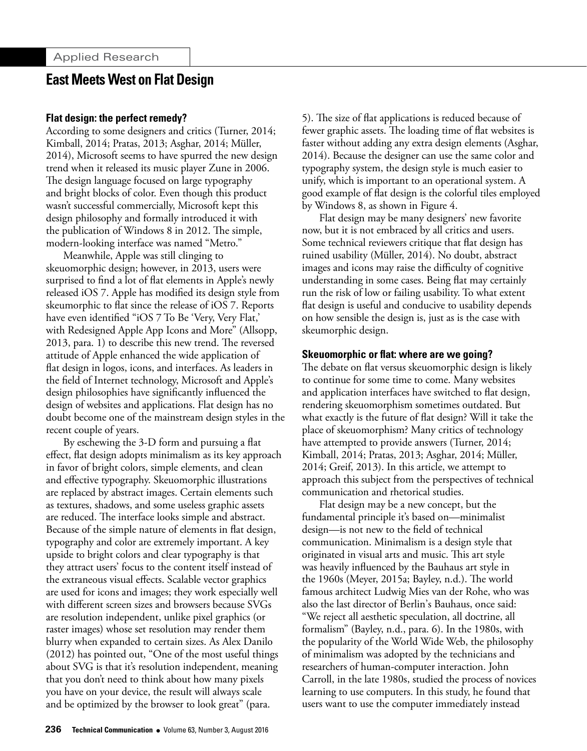## East Meets West on Flat Design

### Flat design: the perfect remedy?

According to some designers and critics (Turner, 2014; Kimball, 2014; Pratas, 2013; Asghar, 2014; Müller, 2014), Microsoft seems to have spurred the new design trend when it released its music player Zune in 2006. The design language focused on large typography and bright blocks of color. Even though this product wasn't successful commercially, Microsoft kept this design philosophy and formally introduced it with the publication of Windows 8 in 2012. The simple, modern-looking interface was named "Metro."

Meanwhile, Apple was still clinging to skeuomorphic design; however, in 2013, users were surprised to find a lot of flat elements in Apple's newly released iOS 7. Apple has modified its design style from skeumorphic to flat since the release of iOS 7. Reports have even identified "iOS 7 To Be 'Very, Very Flat,' with Redesigned Apple App Icons and More" (Allsopp, 2013, para. 1) to describe this new trend. The reversed attitude of Apple enhanced the wide application of flat design in logos, icons, and interfaces. As leaders in the field of Internet technology, Microsoft and Apple's design philosophies have significantly influenced the design of websites and applications. Flat design has no doubt become one of the mainstream design styles in the recent couple of years.

By eschewing the 3-D form and pursuing a flat effect, flat design adopts minimalism as its key approach in favor of bright colors, simple elements, and clean and effective typography. Skeuomorphic illustrations are replaced by abstract images. Certain elements such as textures, shadows, and some useless graphic assets are reduced. The interface looks simple and abstract. Because of the simple nature of elements in flat design, typography and color are extremely important. A key upside to bright colors and clear typography is that they attract users' focus to the content itself instead of the extraneous visual effects. Scalable vector graphics are used for icons and images; they work especially well with different screen sizes and browsers because SVGs are resolution independent, unlike pixel graphics (or raster images) whose set resolution may render them blurry when expanded to certain sizes. As Alex Danilo (2012) has pointed out, "One of the most useful things about SVG is that it's resolution independent, meaning that you don't need to think about how many pixels you have on your device, the result will always scale and be optimized by the browser to look great" (para. 5). The size of flat applications is reduced because of fewer graphic assets. The loading time of flat websites is faster without adding any extra design elements (Asghar, 2014). Because the designer can use the same color and typography system, the design style is much easier to unify, which is important to an operational system. A good example of flat design is the colorful tiles employed by Windows 8, as shown in Figure 4.

Flat design may be many designers' new favorite now, but it is not embraced by all critics and users. Some technical reviewers critique that flat design has ruined usability (Müller, 2014). No doubt, abstract images and icons may raise the difficulty of cognitive understanding in some cases. Being flat may certainly run the risk of low or failing usability. To what extent flat design is useful and conducive to usability depends on how sensible the design is, just as is the case with skeumorphic design.

### Skeuomorphic or flat: where are we going?

The debate on flat versus skeuomorphic design is likely to continue for some time to come. Many websites and application interfaces have switched to flat design, rendering skeuomorphism sometimes outdated. But what exactly is the future of flat design? Will it take the place of skeuomorphism? Many critics of technology have attempted to provide answers (Turner, 2014; Kimball, 2014; Pratas, 2013; Asghar, 2014; Müller, 2014; Greif, 2013). In this article, we attempt to approach this subject from the perspectives of technical communication and rhetorical studies.

Flat design may be a new concept, but the fundamental principle it's based on—minimalist design—is not new to the field of technical communication. Minimalism is a design style that originated in visual arts and music. This art style was heavily influenced by the Bauhaus art style in the 1960s (Meyer, 2015a; Bayley, n.d.). The world famous architect Ludwig Mies van der Rohe, who was also the last director of Berlin's Bauhaus, once said: "We reject all aesthetic speculation, all doctrine, all formalism" (Bayley, n.d., para. 6). In the 1980s, with the popularity of the World Wide Web, the philosophy of minimalism was adopted by the technicians and researchers of human-computer interaction. John Carroll, in the late 1980s, studied the process of novices learning to use computers. In this study, he found that users want to use the computer immediately instead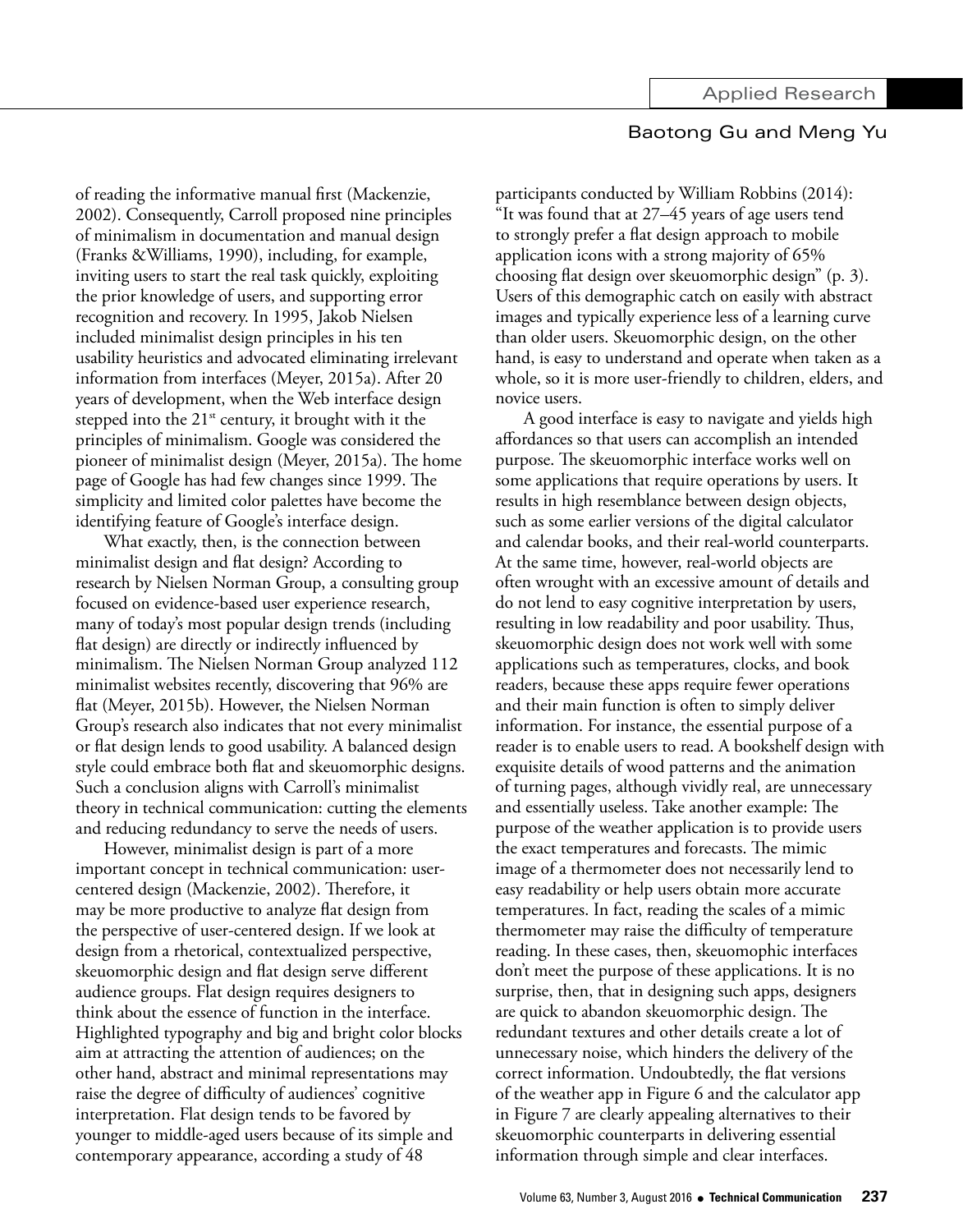of reading the informative manual first (Mackenzie, 2002). Consequently, Carroll proposed nine principles of minimalism in documentation and manual design (Franks &Williams, 1990), including, for example, inviting users to start the real task quickly, exploiting the prior knowledge of users, and supporting error recognition and recovery. In 1995, Jakob Nielsen included minimalist design principles in his ten usability heuristics and advocated eliminating irrelevant information from interfaces (Meyer, 2015a). After 20 years of development, when the Web interface design stepped into the 21st century, it brought with it the principles of minimalism. Google was considered the pioneer of minimalist design (Meyer, 2015a). The home page of Google has had few changes since 1999. The simplicity and limited color palettes have become the identifying feature of Google's interface design.

What exactly, then, is the connection between minimalist design and flat design? According to research by Nielsen Norman Group, a consulting group focused on evidence-based user experience research, many of today's most popular design trends (including flat design) are directly or indirectly influenced by minimalism. The Nielsen Norman Group analyzed 112 minimalist websites recently, discovering that 96% are flat (Meyer, 2015b). However, the Nielsen Norman Group's research also indicates that not every minimalist or flat design lends to good usability. A balanced design style could embrace both flat and skeuomorphic designs. Such a conclusion aligns with Carroll's minimalist theory in technical communication: cutting the elements and reducing redundancy to serve the needs of users.

However, minimalist design is part of a more important concept in technical communication: user-centered design (Mackenzie, 2002). Therefore, it may be more productive to analyze flat design from the perspective of user-centered design. If we look at design from a rhetorical, contextualized perspective, skeuomorphic design and flat design serve different audience groups. Flat design requires designers to think about the essence of function in the interface. Highlighted typography and big and bright color blocks aim at attracting the attention of audiences; on the other hand, abstract and minimal representations may raise the degree of difficulty of audiences' cognitive interpretation. Flat design tends to be favored by younger to middle-aged users because of its simple and contemporary appearance, according a study of 48 participants conducted by William Robbins (2014): "It was found that at 27–45 years of age users tend to strongly prefer a flat design approach to mobile application icons with a strong majority of 65% choosing flat design over skeuomorphic design" (p. 3). Users of this demographic catch on easily with abstract images and typically experience less of a learning curve than older users. Skeuomorphic design, on the other hand, is easy to understand and operate when taken as a whole, so it is more user-friendly to children, elders, and novice users.

A good interface is easy to navigate and yields high affordances so that users can accomplish an intended purpose. The skeuomorphic interface works well on some applications that require operations by users. It results in high resemblance between design objects, such as some earlier versions of the digital calculator and calendar books, and their real-world counterparts. At the same time, however, real-world objects are often wrought with an excessive amount of details and do not lend to easy cognitive interpretation by users, resulting in low readability and poor usability. Thus, skeuomorphic design does not work well with some applications such as temperatures, clocks, and book readers, because these apps require fewer operations and their main function is often to simply deliver information. For instance, the essential purpose of a reader is to enable users to read. A bookshelf design with exquisite details of wood patterns and the animation of turning pages, although vividly real, are unnecessary and essentially useless. Take another example: The purpose of the weather application is to provide users the exact temperatures and forecasts. The mimic image of a thermometer does not necessarily lend to easy readability or help users obtain more accurate temperatures. In fact, reading the scales of a mimic thermometer may raise the difficulty of temperature reading. In these cases, then, skeuomophic interfaces don't meet the purpose of these applications. It is no surprise, then, that in designing such apps, designers are quick to abandon skeuomorphic design. The redundant textures and other details create a lot of unnecessary noise, which hinders the delivery of the correct information. Undoubtedly, the flat versions of the weather app in Figure 6 and the calculator app in Figure 7 are clearly appealing alternatives to their skeuomorphic counterparts in delivering essential information through simple and clear interfaces.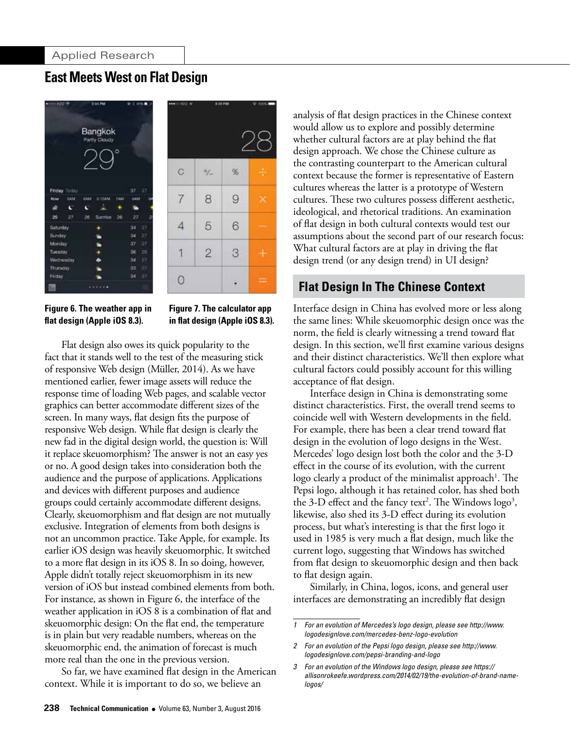## East Meets West on Flat Design

Figure 6. The weather app in flat design (Apple iOS 8.3).

Figure 7. The calculator app in flat design (Apple iOS 8.3).

Flat design also owes its quick popularity to the fact that it stands well to the test of the measuring stick of responsive Web design (Müller, 2014). As we have mentioned earlier, fewer image assets will reduce the response time of loading Web pages, and scalable vector graphics can better accommodate different sizes of the screen. In many ways, flat design fits the purpose of responsive Web design. While flat design is clearly the new fad in the digital design world, the question is: Will it replace skeuomorphism? The answer is not an easy yes or no. A good design takes into consideration both the audience and the purpose of applications. Applications and devices with different purposes and audience groups could certainly accommodate different designs. Clearly, skeuomorphism and flat design are not mutually exclusive. Integration of elements from both designs is not an uncommon practice. Take Apple, for example. Its earlier iOS design was heavily skeuomorphic. It switched to a more flat design in its iOS 8. In so doing, however, Apple didn't totally reject skeuomorphism in its new version of iOS but instead combined elements from both. For instance, as shown in Figure 6, the interface of the weather application in iOS 8 is a combination of flat and skeuomorphic design: On the flat end, the temperature is in plain but very readable numbers, whereas on the skeuomorphic end, the animation of forecast is much more real than the one in the previous version.

So far, we have examined flat design in the American context. While it is important to do so, we believe an analysis of flat design practices in the Chinese context would allow us to explore and possibly determine whether cultural factors are at play behind the flat design approach. We chose the Chinese culture as the contrasting counterpart to the American cultural context because the former is representative of Eastern cultures whereas the latter is a prototype of Western cultures. These two cultures possess different aesthetic, ideological, and rhetorical traditions. An examination of flat design in both cultural contexts would test our assumptions about the second part of our research focus: What cultural factors are at play in driving the flat design trend (or any design trend) in UI design?

### Flat Design In The Chinese Context

Interface design in China has evolved more or less along the same lines: While skeuomorphic design once was the norm, the field is clearly witnessing a trend toward flat design. In this section, we'll first examine various designs and their distinct characteristics. We'll then explore what cultural factors could possibly account for this willing acceptance of flat design.

Interface design in China is demonstrating some distinct characteristics. First, the overall trend seems to coincide well with Western developments in the field. For example, there has been a clear trend toward flat design in the evolution of logo designs in the West. Mercedes' logo design lost both the color and the 3-D effect in the course of its evolution, with the current logo clearly a product of the minimalist approach[1]. The Pepsi logo, although it has retained color, has shed both the 3-D effect and the fancy text[2]. The Windows logo[3], likewise, also shed its 3-D effect during its evolution process, but what's interesting is that the first logo it used in 1985 is very much a flat design, much like the current logo, suggesting that Windows has switched from flat design to skeuomorphic design and then back to flat design again.

Similarly, in China, logos, icons, and general user interfaces are demonstrating an incredibly flat design

1 *For an evolution of Mercedes's logo design, please see http://www.logodesignlove.com/mercedes-benz-logo-evolution*

2 *For an evolution of the Pepsi logo design, please see http://www.logodesignlove.com/pepsi-branding-and-logo*

3 *For an evolution of the Windows logo design, please see https://allisonrokeefe.wordpress.com/2014/02/19/the-evolution-of-brand-name-logos/*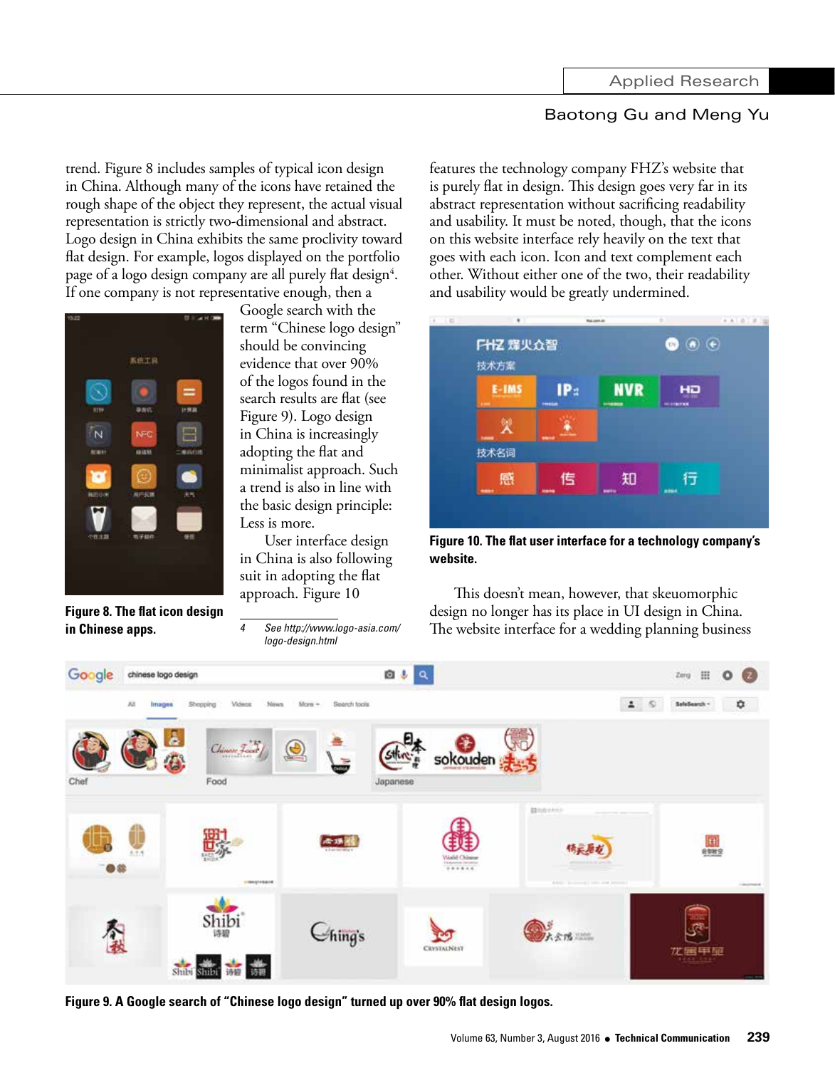trend. Figure 8 includes samples of typical icon design in China. Although many of the icons have retained the rough shape of the object they represent, the actual visual representation is strictly two-dimensional and abstract. Logo design in China exhibits the same proclivity toward flat design. For example, logos displayed on the portfolio page of a logo design company are all purely flat design[4]. If one company is not representative enough, then a Google search with the term "Chinese logo design" should be convincing evidence that over 90% of the logos found in the search results are flat (see Figure 9). Logo design in China is increasingly adopting the flat and minimalist approach. Such a trend is also in line with the basic design principle: Less is more.

**Figure 8. The flat icon design in Chinese apps.**

User interface design in China is also following suit in adopting the flat approach. Figure 10 features the technology company FHZ's website that is purely flat in design. This design goes very far in its abstract representation without sacrificing readability and usability. It must be noted, though, that the icons on this website interface rely heavily on the text that goes with each icon. Icon and text complement each other. Without either one of the two, their readability and usability would be greatly undermined.

**Figure 10. The flat user interface for a technology company's website.**

This doesn't mean, however, that skeuomorphic design no longer has its place in UI design in China. The website interface for a wedding planning business

**Figure 9. A Google search of "Chinese logo design" turned up over 90% flat design logos.**

4 See http://www.logo-asia.com/logo-design.html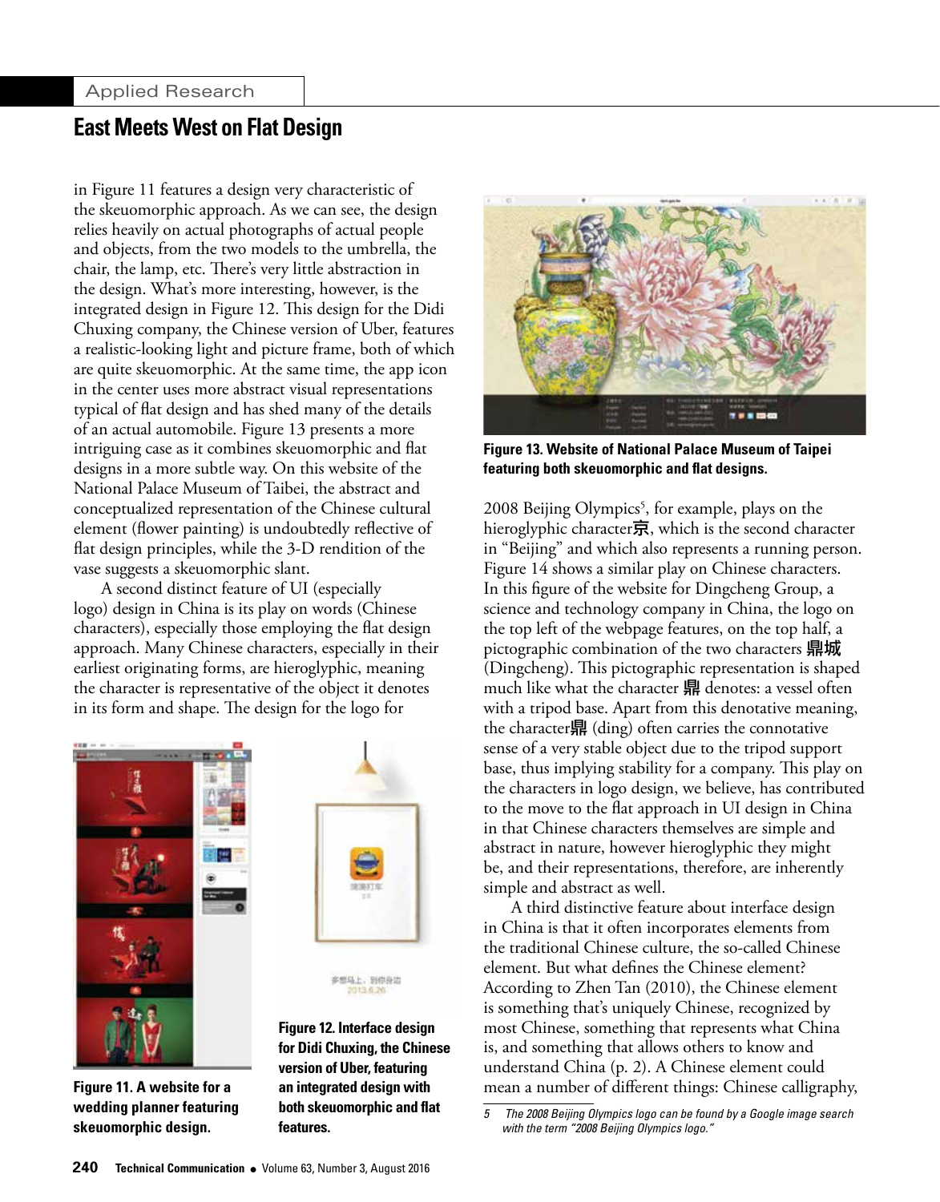in Figure 11 features a design very characteristic of the skeuomorphic approach. As we can see, the design relies heavily on actual photographs of actual people and objects, from the two models to the umbrella, the chair, the lamp, etc. There's very little abstraction in the design. What's more interesting, however, is the integrated design in Figure 12. This design for the Didi Chuxing company, the Chinese version of Uber, features a realistic-looking light and picture frame, both of which are quite skeuomorphic. At the same time, the app icon in the center uses more abstract visual representations typical of flat design and has shed many of the details of an actual automobile. Figure 13 presents a more intriguing case as it combines skeuomorphic and flat designs in a more subtle way. On this website of the National Palace Museum of Taibei, the abstract and conceptualized representation of the Chinese cultural element (flower painting) is undoubtedly reflective of flat design principles, while the 3-D rendition of the vase suggests a skeuomorphic slant.

A second distinct feature of UI (especially logo) design in China is its play on words (Chinese characters), especially those employing the flat design approach. Many Chinese characters, especially in their earliest originating forms, are hieroglyphic, meaning the character is representative of the object it denotes in its form and shape. The design for the logo for

Figure 11. A website for a wedding planner featuring skeuomorphic design.

Figure 12. Interface design for Didi Chuxing, the Chinese version of Uber, featuring an integrated design with both skeuomorphic and flat features.

Figure 13. Website of National Palace Museum of Taipei featuring both skeuomorphic and flat designs.

2008 Beijing Olympics[5], for example, plays on the hieroglyphic character京, which is the second character in "Beijing" and which also represents a running person. Figure 14 shows a similar play on Chinese characters. In this figure of the website for Dingcheng Group, a science and technology company in China, the logo on the top left of the webpage features, on the top half, a pictographic combination of the two characters 鼎城 (Dingcheng). This pictographic representation is shaped much like what the character 鼎 denotes: a vessel often with a tripod base. Apart from this denotative meaning, the character鼎 (ding) often carries the connotative sense of a very stable object due to the tripod support base, thus implying stability for a company. This play on the characters in logo design, we believe, has contributed to the move to the flat approach in UI design in China in that Chinese characters themselves are simple and abstract in nature, however hieroglyphic they might be, and their representations, therefore, are inherently simple and abstract as well.

A third distinctive feature about interface design in China is that it often incorporates elements from the traditional Chinese culture, the so-called Chinese element. But what defines the Chinese element? According to Zhen Tan (2010), the Chinese element is something that's uniquely Chinese, recognized by most Chinese, something that represents what China is, and something that allows others to know and understand China (p. 2). A Chinese element could mean a number of different things: Chinese calligraphy,

5 *The 2008 Beijing Olympics logo can be found by a Google image search with the term "2008 Beijing Olympics logo."*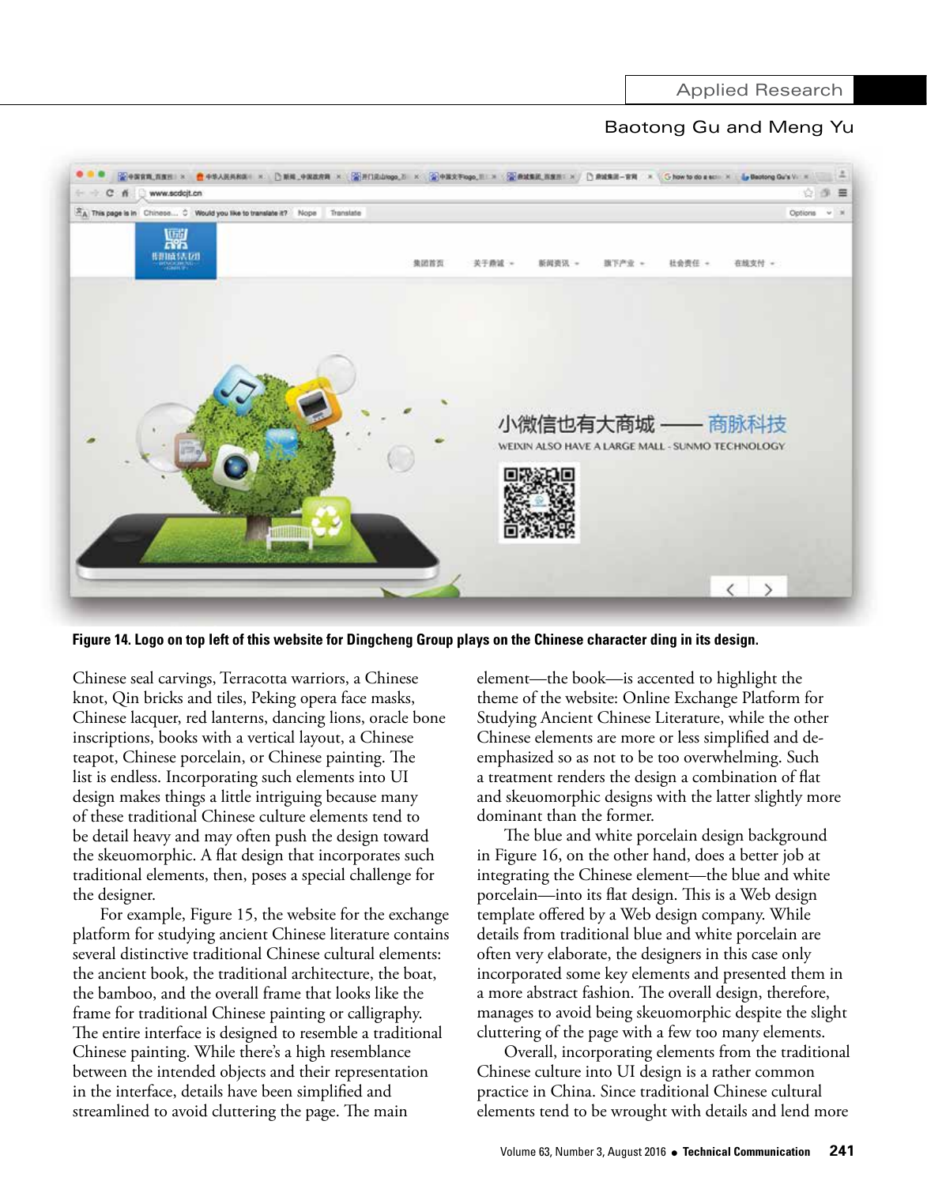Figure 14. Logo on top left of this website for Dingcheng Group plays on the Chinese character ding in its design.

Chinese seal carvings, Terracotta warriors, a Chinese knot, Qin bricks and tiles, Peking opera face masks, Chinese lacquer, red lanterns, dancing lions, oracle bone inscriptions, books with a vertical layout, a Chinese teapot, Chinese porcelain, or Chinese painting. The list is endless. Incorporating such elements into UI design makes things a little intriguing because many of these traditional Chinese culture elements tend to be detail heavy and may often push the design toward the skeuomorphic. A flat design that incorporates such traditional elements, then, poses a special challenge for the designer.

For example, Figure 15, the website for the exchange platform for studying ancient Chinese literature contains several distinctive traditional Chinese cultural elements: the ancient book, the traditional architecture, the boat, the bamboo, and the overall frame that looks like the frame for traditional Chinese painting or calligraphy. The entire interface is designed to resemble a traditional Chinese painting. While there's a high resemblance between the intended objects and their representation in the interface, details have been simplified and streamlined to avoid cluttering the page. The main element—the book—is accented to highlight the theme of the website: Online Exchange Platform for Studying Ancient Chinese Literature, while the other Chinese elements are more or less simplified and de-emphasized so as not to be too overwhelming. Such a treatment renders the design a combination of flat and skeuomorphic designs with the latter slightly more dominant than the former.

The blue and white porcelain design background in Figure 16, on the other hand, does a better job at integrating the Chinese element—the blue and white porcelain—into its flat design. This is a Web design template offered by a Web design company. While details from traditional blue and white porcelain are often very elaborate, the designers in this case only incorporated some key elements and presented them in a more abstract fashion. The overall design, therefore, manages to avoid being skeuomorphic despite the slight cluttering of the page with a few too many elements.

Overall, incorporating elements from the traditional Chinese culture into UI design is a rather common practice in China. Since traditional Chinese cultural elements tend to be wrought with details and lend more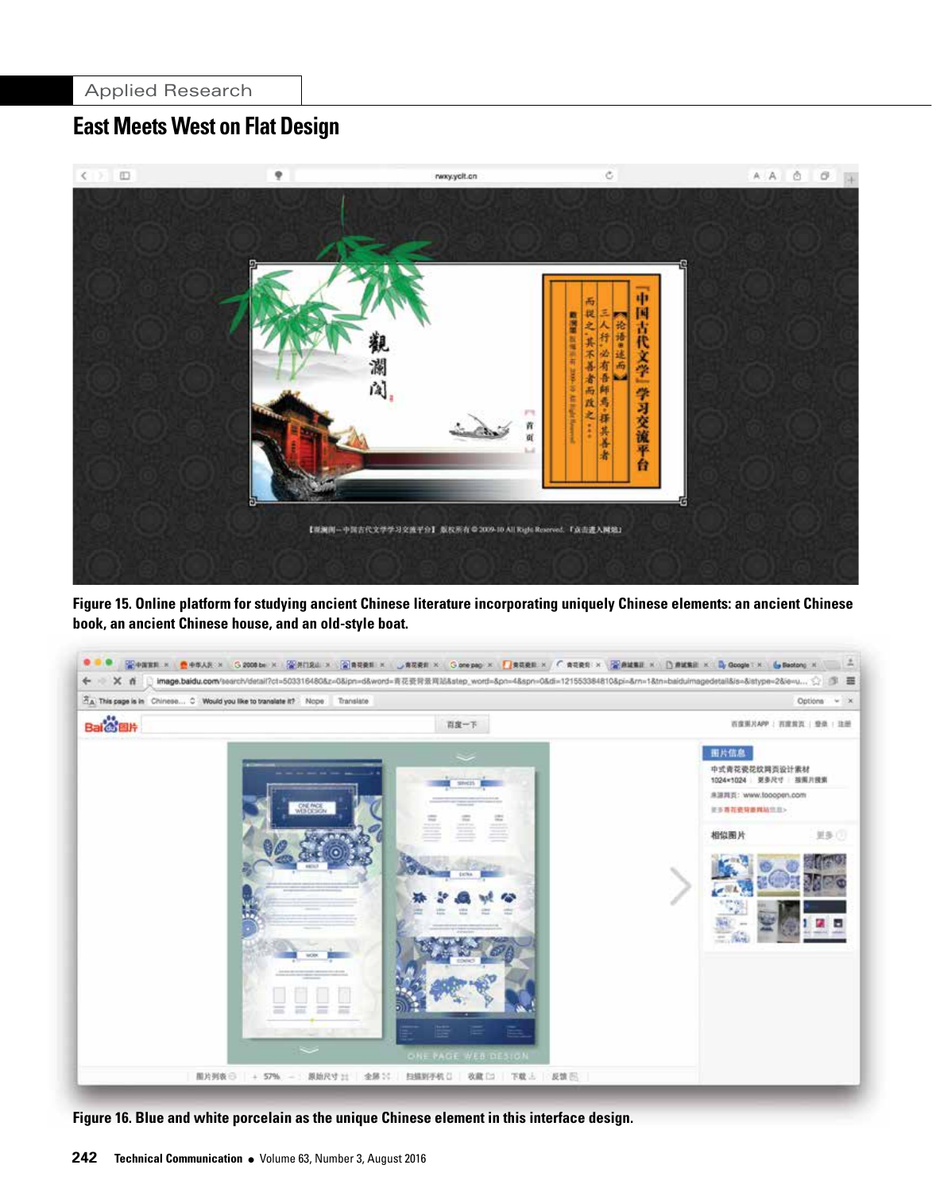Figure 15. Online platform for studying ancient Chinese literature incorporating uniquely Chinese elements: an ancient Chinese book, an ancient Chinese house, and an old-style boat.

Figure 16. Blue and white porcelain as the unique Chinese element in this interface design.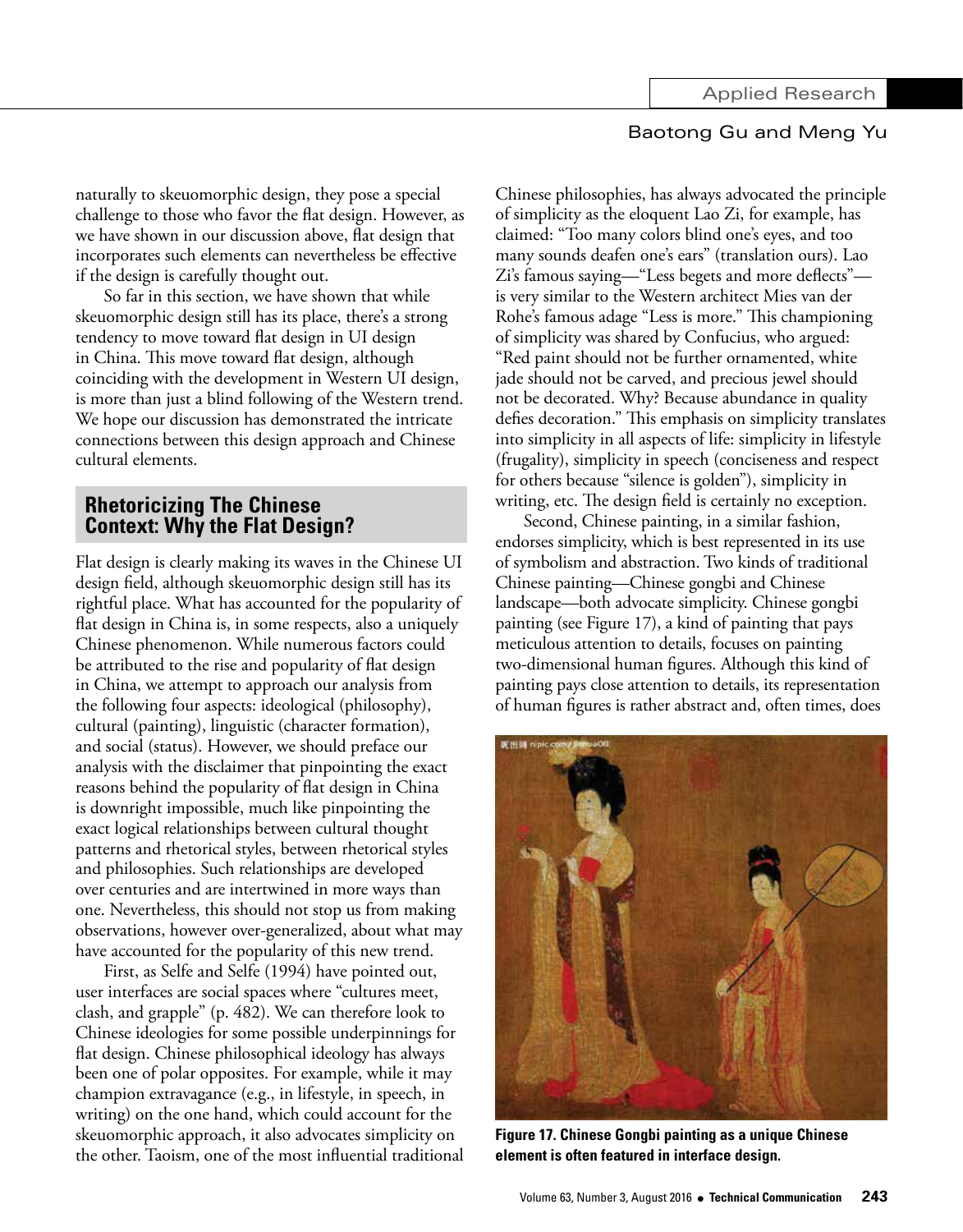naturally to skeuomorphic design, they pose a special challenge to those who favor the flat design. However, as we have shown in our discussion above, flat design that incorporates such elements can nevertheless be effective if the design is carefully thought out.

So far in this section, we have shown that while skeuomorphic design still has its place, there's a strong tendency to move toward flat design in UI design in China. This move toward flat design, although coinciding with the development in Western UI design, is more than just a blind following of the Western trend. We hope our discussion has demonstrated the intricate connections between this design approach and Chinese cultural elements.

## Rhetoricizing The Chinese Context: Why the Flat Design?

Flat design is clearly making its waves in the Chinese UI design field, although skeuomorphic design still has its rightful place. What has accounted for the popularity of flat design in China is, in some respects, a uniquely Chinese phenomenon. While numerous factors could be attributed to the rise and popularity of flat design in China, we attempt to approach our analysis from the following four aspects: ideological (philosophy), cultural (painting), linguistic (character formation), and social (status). However, we should preface our analysis with the disclaimer that pinpointing the exact reasons behind the popularity of flat design in China is downright impossible, much like pinpointing the exact logical relationships between cultural thought patterns and rhetorical styles, between rhetorical styles and philosophies. Such relationships are developed over centuries and are intertwined in more ways than one. Nevertheless, this should not stop us from making observations, however over-generalized, about what may have accounted for the popularity of this new trend.

First, as Selfe and Selfe (1994) have pointed out, user interfaces are social spaces where "cultures meet, clash, and grapple" (p. 482). We can therefore look to Chinese ideologies for some possible underpinnings for flat design. Chinese philosophical ideology has always been one of polar opposites. For example, while it may champion extravagance (e.g., in lifestyle, in speech, in writing) on the one hand, which could account for the skeuomorphic approach, it also advocates simplicity on the other. Taoism, one of the most influential traditional Chinese philosophies, has always advocated the principle of simplicity as the eloquent Lao Zi, for example, has claimed: "Too many colors blind one's eyes, and too many sounds deafen one's ears" (translation ours). Lao Zi's famous saying—"Less begets and more deflects"—is very similar to the Western architect Mies van der Rohe's famous adage "Less is more." This championing of simplicity was shared by Confucius, who argued: "Red paint should not be further ornamented, white jade should not be carved, and precious jewel should not be decorated. Why? Because abundance in quality defies decoration." This emphasis on simplicity translates into simplicity in all aspects of life: simplicity in lifestyle (frugality), simplicity in speech (conciseness and respect for others because "silence is golden"), simplicity in writing, etc. The design field is certainly no exception.

Second, Chinese painting, in a similar fashion, endorses simplicity, which is best represented in its use of symbolism and abstraction. Two kinds of traditional Chinese painting—Chinese gongbi and Chinese landscape—both advocate simplicity. Chinese gongbi painting (see Figure 17), a kind of painting that pays meticulous attention to details, focuses on painting two-dimensional human figures. Although this kind of painting pays close attention to details, its representation of human figures is rather abstract and, often times, does

**Figure 17. Chinese Gongbi painting as a unique Chinese element is often featured in interface design.**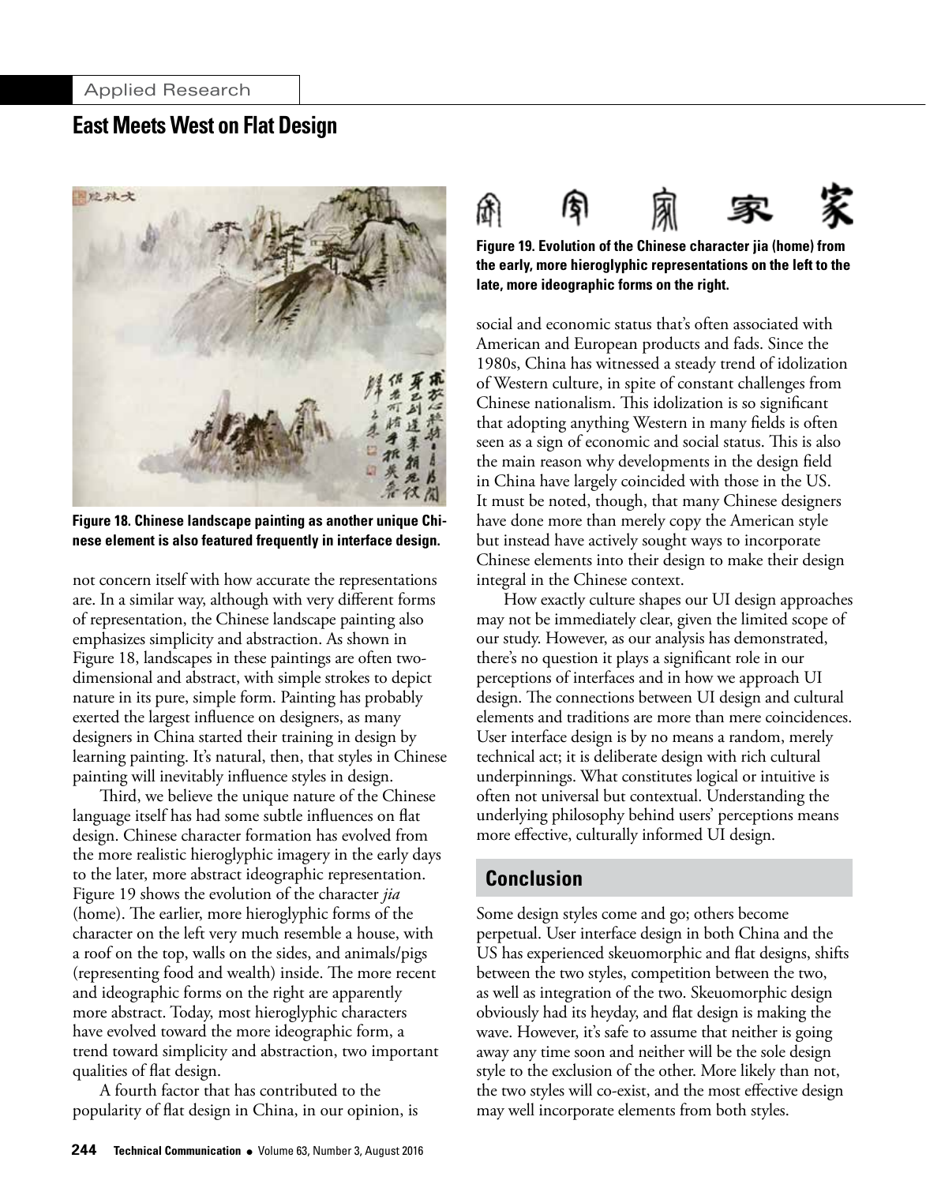Figure 18. Chinese landscape painting as another unique Chinese element is also featured frequently in interface design.

not concern itself with how accurate the representations are. In a similar way, although with very different forms of representation, the Chinese landscape painting also emphasizes simplicity and abstraction. As shown in Figure 18, landscapes in these paintings are often two-dimensional and abstract, with simple strokes to depict nature in its pure, simple form. Painting has probably exerted the largest influence on designers, as many designers in China started their training in design by learning painting. It's natural, then, that styles in Chinese painting will inevitably influence styles in design.

Third, we believe the unique nature of the Chinese language itself has had some subtle influences on flat design. Chinese character formation has evolved from the more realistic hieroglyphic imagery in the early days to the later, more abstract ideographic representation. Figure 19 shows the evolution of the character *jia* (home). The earlier, more hieroglyphic forms of the character on the left very much resemble a house, with a roof on the top, walls on the sides, and animals/pigs (representing food and wealth) inside. The more recent and ideographic forms on the right are apparently more abstract. Today, most hieroglyphic characters have evolved toward the more ideographic form, a trend toward simplicity and abstraction, two important qualities of flat design.

A fourth factor that has contributed to the popularity of flat design in China, in our opinion, is

Figure 19. Evolution of the Chinese character jia (home) from the early, more hieroglyphic representations on the left to the late, more ideographic forms on the right.

social and economic status that's often associated with American and European products and fads. Since the 1980s, China has witnessed a steady trend of idolization of Western culture, in spite of constant challenges from Chinese nationalism. This idolization is so significant that adopting anything Western in many fields is often seen as a sign of economic and social status. This is also the main reason why developments in the design field in China have largely coincided with those in the US. It must be noted, though, that many Chinese designers have done more than merely copy the American style but instead have actively sought ways to incorporate Chinese elements into their design to make their design integral in the Chinese context.

How exactly culture shapes our UI design approaches may not be immediately clear, given the limited scope of our study. However, as our analysis has demonstrated, there's no question it plays a significant role in our perceptions of interfaces and in how we approach UI design. The connections between UI design and cultural elements and traditions are more than mere coincidences. User interface design is by no means a random, merely technical act; it is deliberate design with rich cultural underpinnings. What constitutes logical or intuitive is often not universal but contextual. Understanding the underlying philosophy behind users' perceptions means more effective, culturally informed UI design.

## Conclusion

Some design styles come and go; others become perpetual. User interface design in both China and the US has experienced skeuomorphic and flat designs, shifts between the two styles, competition between the two, as well as integration of the two. Skeuomorphic design obviously had its heyday, and flat design is making the wave. However, it's safe to assume that neither is going away any time soon and neither will be the sole design style to the exclusion of the other. More likely than not, the two styles will co-exist, and the most effective design may well incorporate elements from both styles.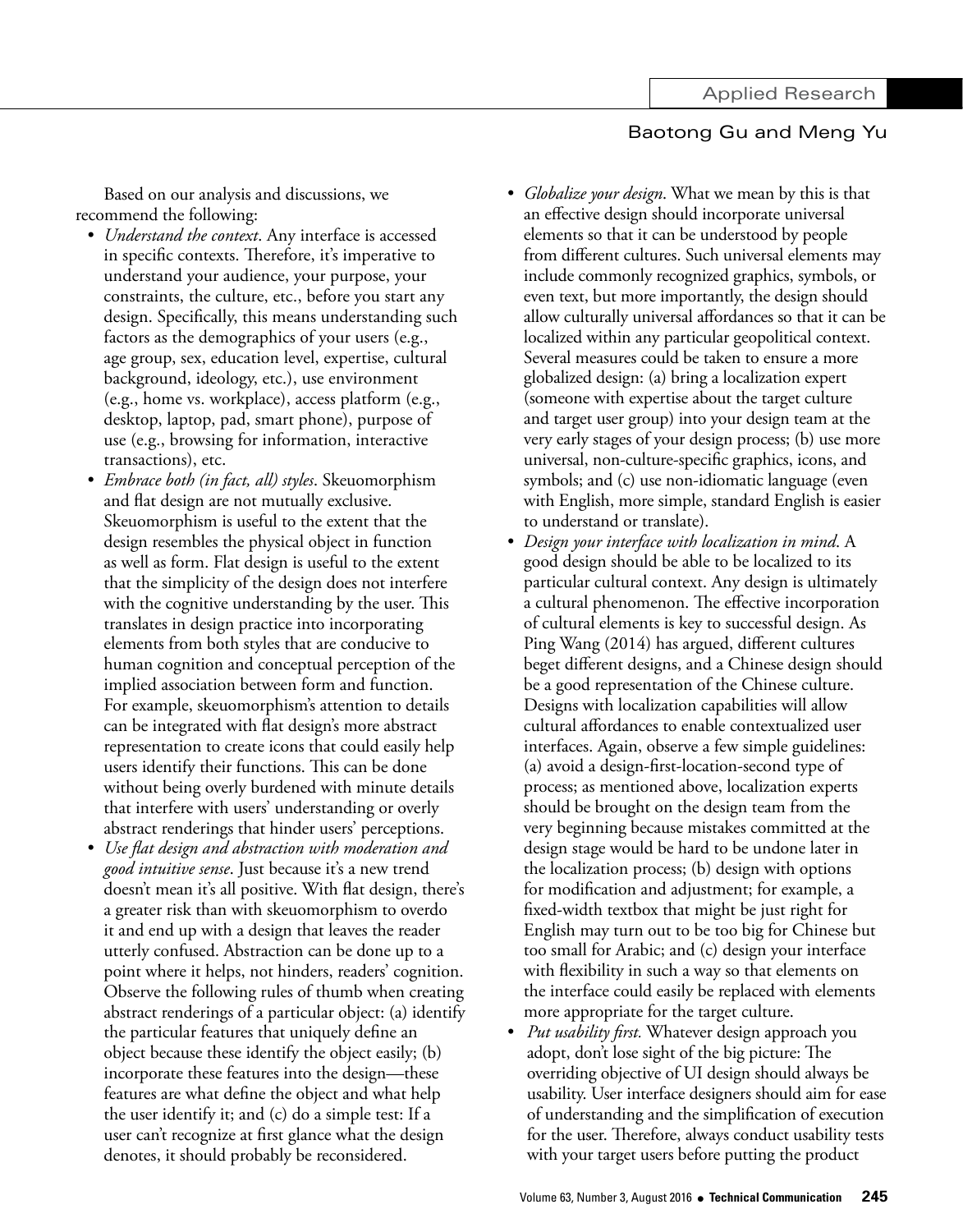Based on our analysis and discussions, we recommend the following:

- *Understand the context*. Any interface is accessed in specific contexts. Therefore, it's imperative to understand your audience, your purpose, your constraints, the culture, etc., before you start any design. Specifically, this means understanding such factors as the demographics of your users (e.g., age group, sex, education level, expertise, cultural background, ideology, etc.), use environment (e.g., home vs. workplace), access platform (e.g., desktop, laptop, pad, smart phone), purpose of use (e.g., browsing for information, interactive transactions), etc.
- *Embrace both (in fact, all) styles*. Skeuomorphism and flat design are not mutually exclusive. Skeuomorphism is useful to the extent that the design resembles the physical object in function as well as form. Flat design is useful to the extent that the simplicity of the design does not interfere with the cognitive understanding by the user. This translates in design practice into incorporating elements from both styles that are conducive to human cognition and conceptual perception of the implied association between form and function. For example, skeuomorphism's attention to details can be integrated with flat design's more abstract representation to create icons that could easily help users identify their functions. This can be done without being overly burdened with minute details that interfere with users' understanding or overly abstract renderings that hinder users' perceptions.
- *Use flat design and abstraction with moderation and good intuitive sense*. Just because it's a new trend doesn't mean it's all positive. With flat design, there's a greater risk than with skeuomorphism to overdo it and end up with a design that leaves the reader utterly confused. Abstraction can be done up to a point where it helps, not hinders, readers' cognition. Observe the following rules of thumb when creating abstract renderings of a particular object: (a) identify the particular features that uniquely define an object because these identify the object easily; (b) incorporate these features into the design—these features are what define the object and what help the user identify it; and (c) do a simple test: If a user can't recognize at first glance what the design denotes, it should probably be reconsidered.
- *Globalize your design*. What we mean by this is that an effective design should incorporate universal elements so that it can be understood by people from different cultures. Such universal elements may include commonly recognized graphics, symbols, or even text, but more importantly, the design should allow culturally universal affordances so that it can be localized within any particular geopolitical context. Several measures could be taken to ensure a more globalized design: (a) bring a localization expert (someone with expertise about the target culture and target user group) into your design team at the very early stages of your design process; (b) use more universal, non-culture-specific graphics, icons, and symbols; and (c) use non-idiomatic language (even with English, more simple, standard English is easier to understand or translate).
- *Design your interface with localization in mind*. A good design should be able to be localized to its particular cultural context. Any design is ultimately a cultural phenomenon. The effective incorporation of cultural elements is key to successful design. As Ping Wang (2014) has argued, different cultures beget different designs, and a Chinese design should be a good representation of the Chinese culture. Designs with localization capabilities will allow cultural affordances to enable contextualized user interfaces. Again, observe a few simple guidelines: (a) avoid a design-first-location-second type of process; as mentioned above, localization experts should be brought on the design team from the very beginning because mistakes committed at the design stage would be hard to be undone later in the localization process; (b) design with options for modification and adjustment; for example, a fixed-width textbox that might be just right for English may turn out to be too big for Chinese but too small for Arabic; and (c) design your interface with flexibility in such a way so that elements on the interface could easily be replaced with elements more appropriate for the target culture.
- *Put usability first.* Whatever design approach you adopt, don't lose sight of the big picture: The overriding objective of UI design should always be usability. User interface designers should aim for ease of understanding and the simplification of execution for the user. Therefore, always conduct usability tests with your target users before putting the product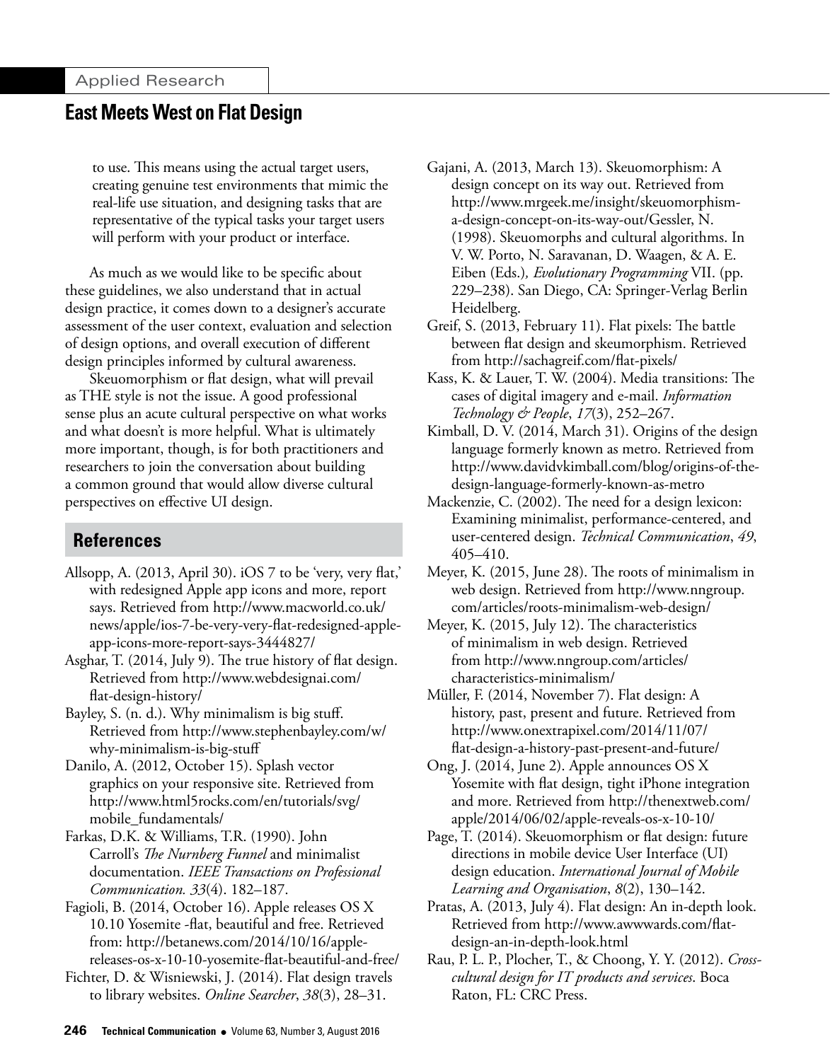to use. This means using the actual target users, creating genuine test environments that mimic the real-life use situation, and designing tasks that are representative of the typical tasks your target users will perform with your product or interface.

As much as we would like to be specific about these guidelines, we also understand that in actual design practice, it comes down to a designer's accurate assessment of the user context, evaluation and selection of design options, and overall execution of different design principles informed by cultural awareness.

Skeuomorphism or flat design, what will prevail as THE style is not the issue. A good professional sense plus an acute cultural perspective on what works and what doesn't is more helpful. What is ultimately more important, though, is for both practitioners and researchers to join the conversation about building a common ground that would allow diverse cultural perspectives on effective UI design.

## References

Allsopp, A. (2013, April 30). iOS 7 to be 'very, very flat,' with redesigned Apple app icons and more, report says. Retrieved from http://www.macworld.co.uk/news/apple/ios-7-be-very-very-flat-redesigned-apple-app-icons-more-report-says-3444827/

Asghar, T. (2014, July 9). The true history of flat design. Retrieved from http://www.webdesignai.com/flat-design-history/

Bayley, S. (n. d.). Why minimalism is big stuff. Retrieved from http://www.stephenbayley.com/w/why-minimalism-is-big-stuff

Danilo, A. (2012, October 15). Splash vector graphics on your responsive site. Retrieved from http://www.html5rocks.com/en/tutorials/svg/mobile_fundamentals/

Farkas, D.K. & Williams, T.R. (1990). John Carroll's *The Nurnberg Funnel* and minimalist documentation. *IEEE Transactions on Professional Communication. 33*(4). 182–187.

Fagioli, B. (2014, October 16). Apple releases OS X 10.10 Yosemite -flat, beautiful and free. Retrieved from: http://betanews.com/2014/10/16/apple-releases-os-x-10-10-yosemite-flat-beautiful-and-free/

Fichter, D. & Wisniewski, J. (2014). Flat design travels to library websites. *Online Searcher*, *38*(3), 28–31.

Gajani, A. (2013, March 13). Skeuomorphism: A design concept on its way out. Retrieved from http://www.mrgeek.me/insight/skeuomorphism-a-design-concept-on-its-way-out/Gessler, N. (1998). Skeuomorphs and cultural algorithms. In V. W. Porto, N. Saravanan, D. Waagen, & A. E. Eiben (Eds.), *Evolutionary Programming* VII. (pp. 229–238). San Diego, CA: Springer-Verlag Berlin Heidelberg.

Greif, S. (2013, February 11). Flat pixels: The battle between flat design and skeumorphism. Retrieved from http://sachagreif.com/flat-pixels/

Kass, K. & Lauer, T. W. (2004). Media transitions: The cases of digital imagery and e-mail. *Information Technology & People*, *17*(3), 252–267.

Kimball, D. V. (2014, March 31). Origins of the design language formerly known as metro. Retrieved from http://www.davidvkimball.com/blog/origins-of-the-design-language-formerly-known-as-metro

Mackenzie, C. (2002). The need for a design lexicon: Examining minimalist, performance-centered, and user-centered design. *Technical Communication*, *49*, 405–410.

Meyer, K. (2015, June 28). The roots of minimalism in web design. Retrieved from http://www.nngroup.com/articles/roots-minimalism-web-design/

Meyer, K. (2015, July 12). The characteristics of minimalism in web design. Retrieved from http://www.nngroup.com/articles/characteristics-minimalism/

Müller, F. (2014, November 7). Flat design: A history, past, present and future. Retrieved from http://www.onextrapixel.com/2014/11/07/flat-design-a-history-past-present-and-future/

Ong, J. (2014, June 2). Apple announces OS X Yosemite with flat design, tight iPhone integration and more. Retrieved from http://thenextweb.com/apple/2014/06/02/apple-reveals-os-x-10-10/

Page, T. (2014). Skeuomorphism or flat design: future directions in mobile device User Interface (UI) design education. *International Journal of Mobile Learning and Organisation*, *8*(2), 130–142.

Pratas, A. (2013, July 4). Flat design: An in-depth look. Retrieved from http://www.awwwards.com/flat-design-an-in-depth-look.html

Rau, P. L. P., Plocher, T., & Choong, Y. Y. (2012). *Cross-cultural design for IT products and services*. Boca Raton, FL: CRC Press.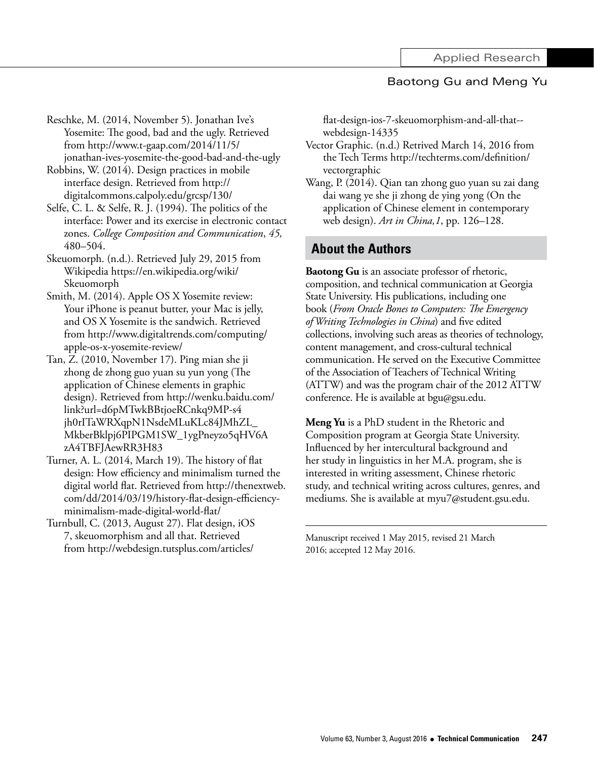Reschke, M. (2014, November 5). Jonathan Ive's Yosemite: The good, bad and the ugly. Retrieved from http://www.t-gaap.com/2014/11/5/jonathan-ives-yosemite-the-good-bad-and-the-ugly

Robbins, W. (2014). Design practices in mobile interface design. Retrieved from http://digitalcommons.calpoly.edu/grcsp/130/

Selfe, C. L. & Selfe, R. J. (1994). The politics of the interface: Power and its exercise in electronic contact zones. *College Composition and Communication*, *45,* 480–504.

Skeuomorph. (n.d.). Retrieved July 29, 2015 from Wikipedia https://en.wikipedia.org/wiki/Skeuomorph

Smith, M. (2014). Apple OS X Yosemite review: Your iPhone is peanut butter, your Mac is jelly, and OS X Yosemite is the sandwich. Retrieved from http://www.digitaltrends.com/computing/apple-os-x-yosemite-review/

Tan, Z. (2010, November 17). Ping mian she ji zhong de zhong guo yuan su yun yong (The application of Chinese elements in graphic design). Retrieved from http://wenku.baidu.com/link?url=d6pMTwkBBtjoeRCnkq9MP-s4jh0rITaWRXqpN1NsdeMLuKLc84JMhZL_MkberBklpj6PIPGM1SW_1ygPneyzo5qHV6AzA4TBFJAewRR3H83

Turner, A. L. (2014, March 19). The history of flat design: How efficiency and minimalism turned the digital world flat. Retrieved from http://thenextweb.com/dd/2014/03/19/history-flat-design-efficiency-minimalism-made-digital-world-flat/

Turnbull, C. (2013, August 27). Flat design, iOS 7, skeuomorphism and all that. Retrieved from http://webdesign.tutsplus.com/articles/flat-design-ios-7-skeuomorphism-and-all-that--webdesign-14335

Vector Graphic. (n.d.) Retrived March 14, 2016 from the Tech Terms http://techterms.com/definition/vectorgraphic

Wang, P. (2014). Qian tan zhong guo yuan su zai dang dai wang ye she ji zhong de ying yong (On the application of Chinese element in contemporary web design). *Art in China,1*, pp. 126–128.

## About the Authors

**Baotong Gu** is an associate professor of rhetoric, composition, and technical communication at Georgia State University. His publications, including one book (*From Oracle Bones to Computers: The Emergency of Writing Technologies in China*) and five edited collections, involving such areas as theories of technology, content management, and cross-cultural technical communication. He served on the Executive Committee of the Association of Teachers of Technical Writing (ATTW) and was the program chair of the 2012 ATTW conference. He is available at bgu@gsu.edu.

**Meng Yu** is a PhD student in the Rhetoric and Composition program at Georgia State University. Influenced by her intercultural background and her study in linguistics in her M.A. program, she is interested in writing assessment, Chinese rhetoric study, and technical writing across cultures, genres, and mediums. She is available at myu7@student.gsu.edu.

---

Manuscript received 1 May 2015, revised 21 March 2016; accepted 12 May 2016.